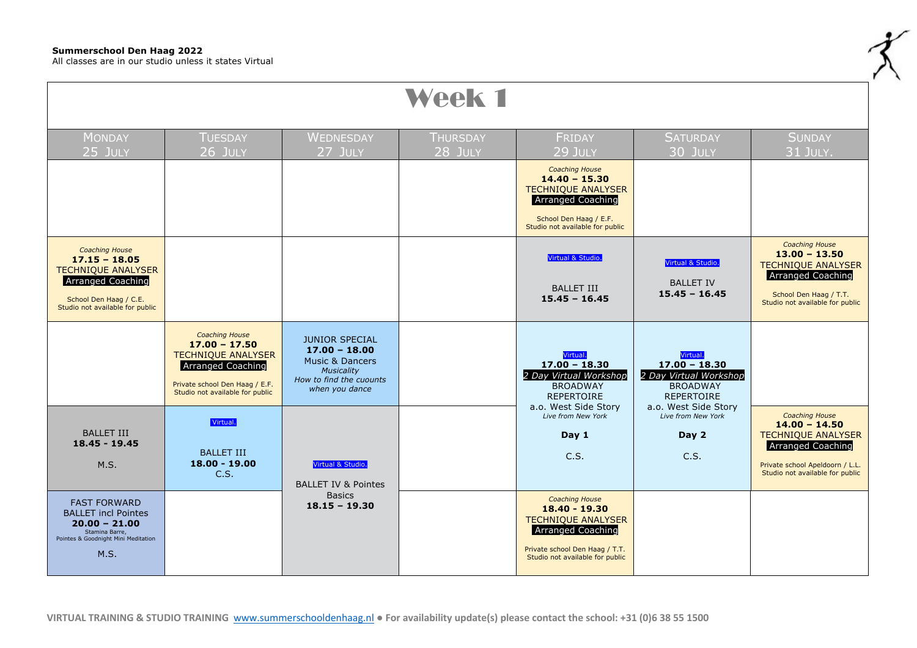**Summerschool Den Haag 2022**
All classes are in our studio unless it states Virtual

# Week 1

| MONDAY 25 JULY | TUESDAY 26 JULY | WEDNESDAY 27 JULY | THURSDAY 28 JULY | FRIDAY 29 JULY | SATURDAY 30 JULY | SUNDAY 31 JULY. |
|---|---|---|---|---|---|---|
| | | | | *Coaching House* **14.40 – 15.30** TECHNIQUE ANALYSER Arranged Coaching School Den Haag / E.F. Studio not available for public | | |
| *Coaching House* **17.15 – 18.05** TECHNIQUE ANALYSER Arranged Coaching School Den Haag / C.E. Studio not available for public | | | | Virtual & Studio. BALLET III **15.45 – 16.45** | Virtual & Studio. BALLET IV **15.45 – 16.45** | *Coaching House* **13.00 – 13.50** TECHNIQUE ANALYSER Arranged Coaching School Den Haag / T.T. Studio not available for public |
| | *Coaching House* **17.00 – 17.50** TECHNIQUE ANALYSER Arranged Coaching Private school Den Haag / E.F. Studio not available for public | JUNIOR SPECIAL **17.00 – 18.00** Music & Dancers *Musicality* *How to find the cuounts when you dance* | | Virtual. **17.00 – 18.30** *2 Day Virtual Workshop* BROADWAY REPERTOIRE a.o. West Side Story *Live from New York* **Day 1** C.S. | Virtual. **17.00 – 18.30** *2 Day Virtual Workshop* BROADWAY REPERTOIRE a.o. West Side Story *Live from New York* **Day 2** C.S. | |
| BALLET III **18.45 - 19.45** M.S. | Virtual. BALLET III **18.00 - 19.00** C.S. | Virtual & Studio. BALLET IV & Pointes Basics **18.15 – 19.30** | | | | *Coaching House* **14.00 – 14.50** TECHNIQUE ANALYSER Arranged Coaching Private school Apeldoorn / L.L. Studio not available for public |
| FAST FORWARD BALLET incl Pointes **20.00 – 21.00** Stamina Barre, Pointes & Goodnight Mini Meditation M.S. | | | | *Coaching House* **18.40 - 19.30** TECHNIQUE ANALYSER Arranged Coaching Private school Den Haag / T.T. Studio not available for public | | |

**VIRTUAL TRAINING & STUDIO TRAINING** www.summerschooldenhaag.nl ● **For availability update(s) please contact the school: +31 (0)6 38 55 1500**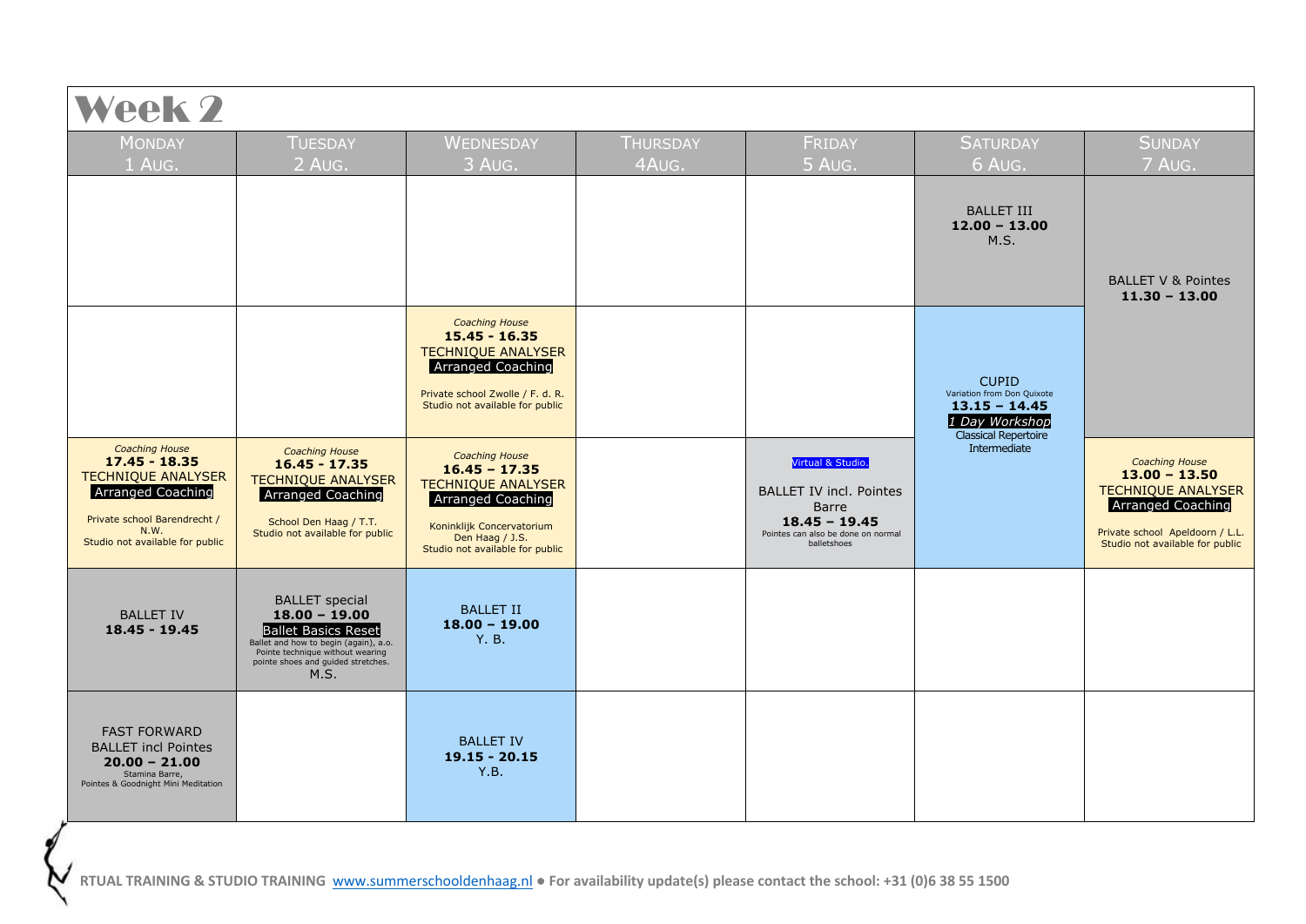# Week 2

| MONDAY 1 AUG. | TUESDAY 2 AUG. | WEDNESDAY 3 AUG. | THURSDAY 4AUG. | FRIDAY 5 AUG. | SATURDAY 6 AUG. | SUNDAY 7 AUG. |
|---|---|---|---|---|---|---|
| | | | | | BALLET III **12.00 – 13.00** M.S. | BALLET V & Pointes **11.30 – 13.00** |
| | | *Coaching House* **15.45 - 16.35** TECHNIQUE ANALYSER Arranged Coaching Private school Zwolle / F. d. R. Studio not available for public | | | CUPID Variation from Don Quixote **13.15 – 14.45** *1 Day Workshop* Classical Repertoire Intermediate | |
| *Coaching House* **17.45 - 18.35** TECHNIQUE ANALYSER Arranged Coaching Private school Barendrecht / N.W. Studio not available for public | *Coaching House* **16.45 - 17.35** TECHNIQUE ANALYSER Arranged Coaching School Den Haag / T.T. Studio not available for public | *Coaching House* **16.45 – 17.35** TECHNIQUE ANALYSER Arranged Coaching Koninklijk Concervatorium Den Haag / J.S. Studio not available for public | | Virtual & Studio. BALLET IV incl. Pointes Barre **18.45 – 19.45** Pointes can also be done on normal balletshoes | | *Coaching House* **13.00 – 13.50** TECHNIQUE ANALYSER Arranged Coaching Private school Apeldoorn / L.L. Studio not available for public |
| BALLET IV **18.45 - 19.45** | BALLET special **18.00 – 19.00** Ballet Basics Reset Ballet and how to begin (again), a.o. Pointe technique without wearing pointe shoes and guided stretches. M.S. | BALLET II **18.00 – 19.00** Y. B. | | | | |
| FAST FORWARD BALLET incl Pointes **20.00 – 21.00** Stamina Barre, Pointes & Goodnight Mini Meditation | | BALLET IV **19.15 - 20.15** Y.B. | | | | |

**RTUAL TRAINING & STUDIO TRAINING** www.summerschooldenhaag.nl ● **For availability update(s) please contact the school: +31 (0)6 38 55 1500**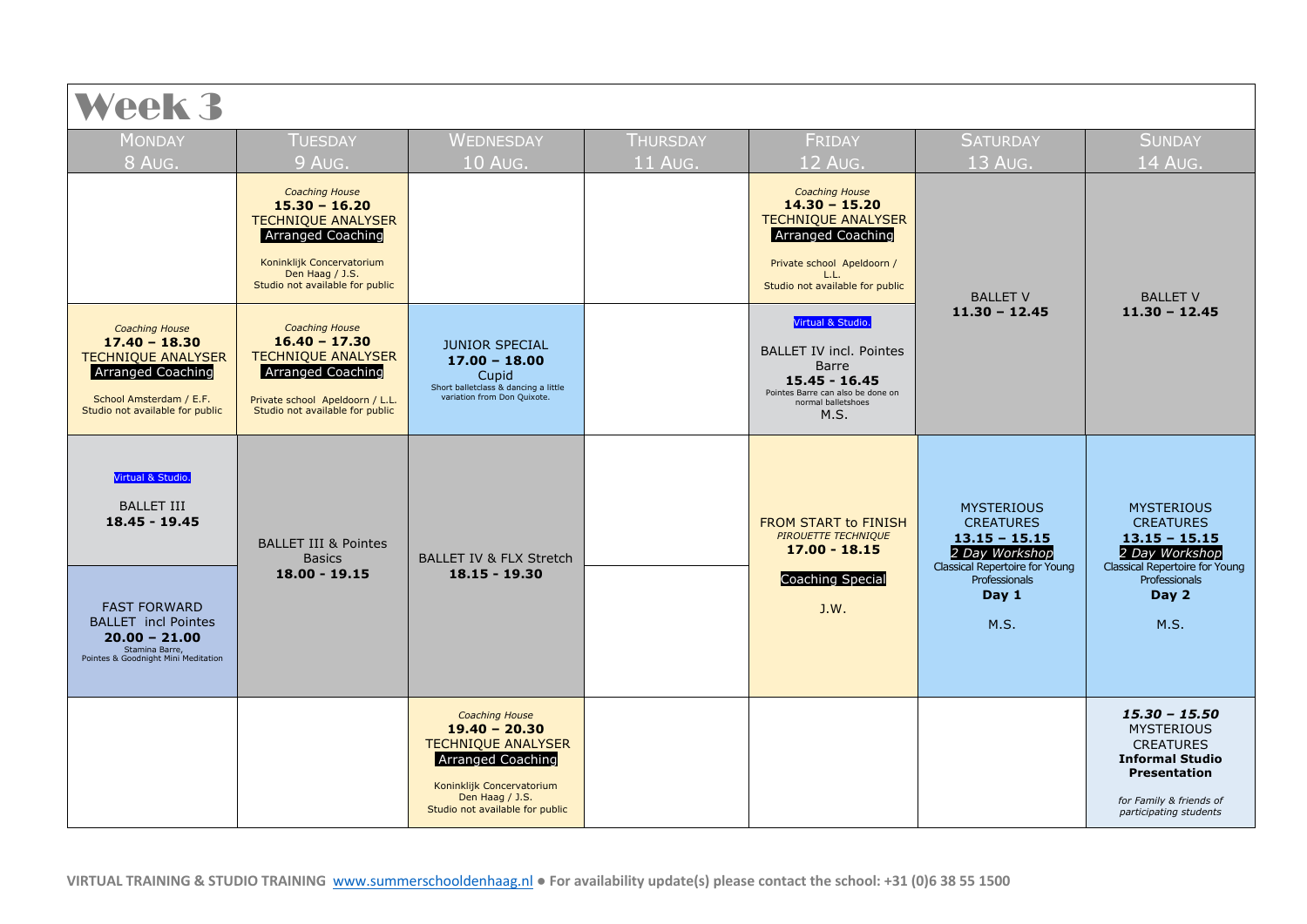# Week 3

| Monday 8 Aug. | Tuesday 9 Aug. | Wednesday 10 Aug. | Thursday 11 Aug. | Friday 12 Aug. | Saturday 13 Aug. | Sunday 14 Aug. |
|---|---|---|---|---|---|---|
| | *Coaching House* **15.30 – 16.20** TECHNIQUE ANALYSER Arranged Coaching Koninklijk Concervatorium Den Haag / J.S. Studio not available for public | | | *Coaching House* **14.30 – 15.20** TECHNIQUE ANALYSER Arranged Coaching Private school Apeldoorn / L.L. Studio not available for public | BALLET V **11.30 – 12.45** | BALLET V **11.30 – 12.45** |
| *Coaching House* **17.40 – 18.30** TECHNIQUE ANALYSER Arranged Coaching School Amsterdam / E.F. Studio not available for public | *Coaching House* **16.40 – 17.30** TECHNIQUE ANALYSER Arranged Coaching Private school Apeldoorn / L.L. Studio not available for public | JUNIOR SPECIAL **17.00 – 18.00** Cupid Short balletclass & dancing a little variation from Don Quixote. | | Virtual & Studio. BALLET IV incl. Pointes Barre **15.45 - 16.45** Pointes Barre can also be done on normal balletshoes M.S. | | |
| Virtual & Studio. BALLET III **18.45 - 19.45** | BALLET III & Pointes Basics **18.00 - 19.15** | BALLET IV & FLX Stretch **18.15 - 19.30** | | FROM START to FINISH *PIROUETTE TECHNIQUE* **17.00 - 18.15** Coaching Special J.W. | MYSTERIOUS CREATURES **13.15 – 15.15** *2 Day Workshop* Classical Repertoire for Young Professionals **Day 1** M.S. | MYSTERIOUS CREATURES **13.15 – 15.15** *2 Day Workshop* Classical Repertoire for Young Professionals **Day 2** M.S. |
| FAST FORWARD BALLET incl Pointes **20.00 – 21.00** Stamina Barre, Pointes & Goodnight Mini Meditation | | | | | | |
| | | *Coaching House* **19.40 – 20.30** TECHNIQUE ANALYSER Arranged Coaching Koninklijk Concervatorium Den Haag / J.S. Studio not available for public | | | | ***15.30 – 15.50*** MYSTERIOUS CREATURES **Informal Studio Presentation** *for Family & friends of participating students* |

**VIRTUAL TRAINING & STUDIO TRAINING** www.summerschooldenhaag.nl ● **For availability update(s) please contact the school: +31 (0)6 38 55 1500**